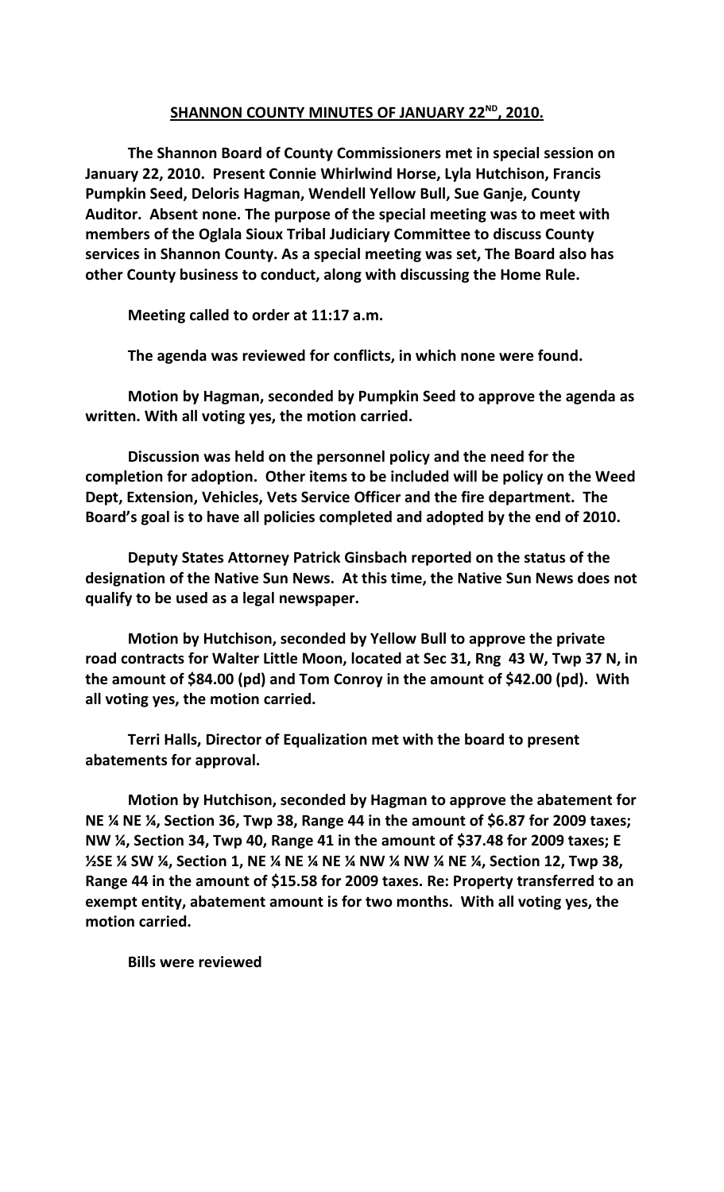**SHANNON COUNTY MINUTES OF JANUARY 22ND, 2010.**

**The Shannon Board of County Commissioners met in special session on January 22, 2010. Present Connie Whirlwind Horse, Lyla Hutchison, Francis Pumpkin Seed, Deloris Hagman, Wendell Yellow Bull, Sue Ganje, County Auditor. Absent none. The purpose of the special meeting was to meet with members of the Oglala Sioux Tribal Judiciary Committee to discuss County services in Shannon County. As a special meeting was set, The Board also has other County business to conduct, along with discussing the Home Rule.**

**Meeting called to order at 11:17 a.m.**

**The agenda was reviewed for conflicts, in which none were found.**

**Motion by Hagman, seconded by Pumpkin Seed to approve the agenda as written. With all voting yes, the motion carried.**

**Discussion was held on the personnel policy and the need for the completion for adoption. Other items to be included will be policy on the Weed Dept, Extension, Vehicles, Vets Service Officer and the fire department. The Board's goal is to have all policies completed and adopted by the end of 2010.**

**Deputy States Attorney Patrick Ginsbach reported on the status of the designation of the Native Sun News. At this time, the Native Sun News does not qualify to be used as a legal newspaper.**

**Motion by Hutchison, seconded by Yellow Bull to approve the private road contracts for Walter Little Moon, located at Sec 31, Rng 43 W, Twp 37 N, in the amount of $84.00 (pd) and Tom Conroy in the amount of $42.00 (pd). With all voting yes, the motion carried.**

**Terri Halls, Director of Equalization met with the board to present abatements for approval.**

**Motion by Hutchison, seconded by Hagman to approve the abatement for NE ¼ NE ¼, Section 36, Twp 38, Range 44 in the amount of $6.87 for 2009 taxes; NW ¼, Section 34, Twp 40, Range 41 in the amount of $37.48 for 2009 taxes; E ½SE ¼ SW ¼, Section 1, NE ¼ NE ¼ NE ¼ NW ¼ NW ¼ NE ¼, Section 12, Twp 38, Range 44 in the amount of $15.58 for 2009 taxes. Re: Property transferred to an exempt entity, abatement amount is for two months. With all voting yes, the motion carried.**

**Bills were reviewed**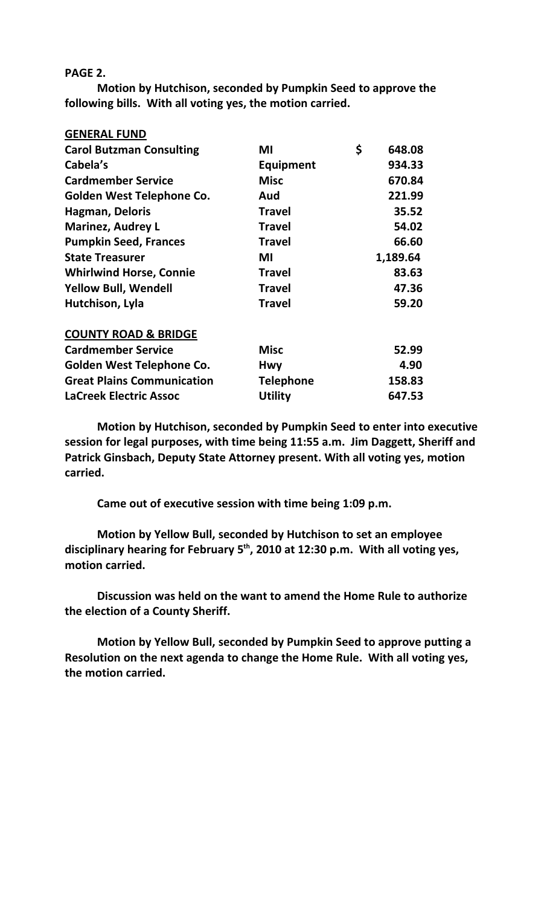**PAGE 2.**

**Motion by Hutchison, seconded by Pumpkin Seed to approve the following bills. With all voting yes, the motion carried.**

| | | |
|---|---|---|
| **GENERAL FUND** | | |
| **Carol Butzman Consulting** | **MI** | **$ 648.08** |
| **Cabela's** | **Equipment** | **934.33** |
| **Cardmember Service** | **Misc** | **670.84** |
| **Golden West Telephone Co.** | **Aud** | **221.99** |
| **Hagman, Deloris** | **Travel** | **35.52** |
| **Marinez, Audrey L** | **Travel** | **54.02** |
| **Pumpkin Seed, Frances** | **Travel** | **66.60** |
| **State Treasurer** | **MI** | **1,189.64** |
| **Whirlwind Horse, Connie** | **Travel** | **83.63** |
| **Yellow Bull, Wendell** | **Travel** | **47.36** |
| **Hutchison, Lyla** | **Travel** | **59.20** |
| **COUNTY ROAD & BRIDGE** | | |
| **Cardmember Service** | **Misc** | **52.99** |
| **Golden West Telephone Co.** | **Hwy** | **4.90** |
| **Great Plains Communication** | **Telephone** | **158.83** |
| **LaCreek Electric Assoc** | **Utility** | **647.53** |

**Motion by Hutchison, seconded by Pumpkin Seed to enter into executive session for legal purposes, with time being 11:55 a.m. Jim Daggett, Sheriff and Patrick Ginsbach, Deputy State Attorney present. With all voting yes, motion carried.**

**Came out of executive session with time being 1:09 p.m.**

**Motion by Yellow Bull, seconded by Hutchison to set an employee disciplinary hearing for February 5th, 2010 at 12:30 p.m. With all voting yes, motion carried.**

**Discussion was held on the want to amend the Home Rule to authorize the election of a County Sheriff.**

**Motion by Yellow Bull, seconded by Pumpkin Seed to approve putting a Resolution on the next agenda to change the Home Rule. With all voting yes, the motion carried.**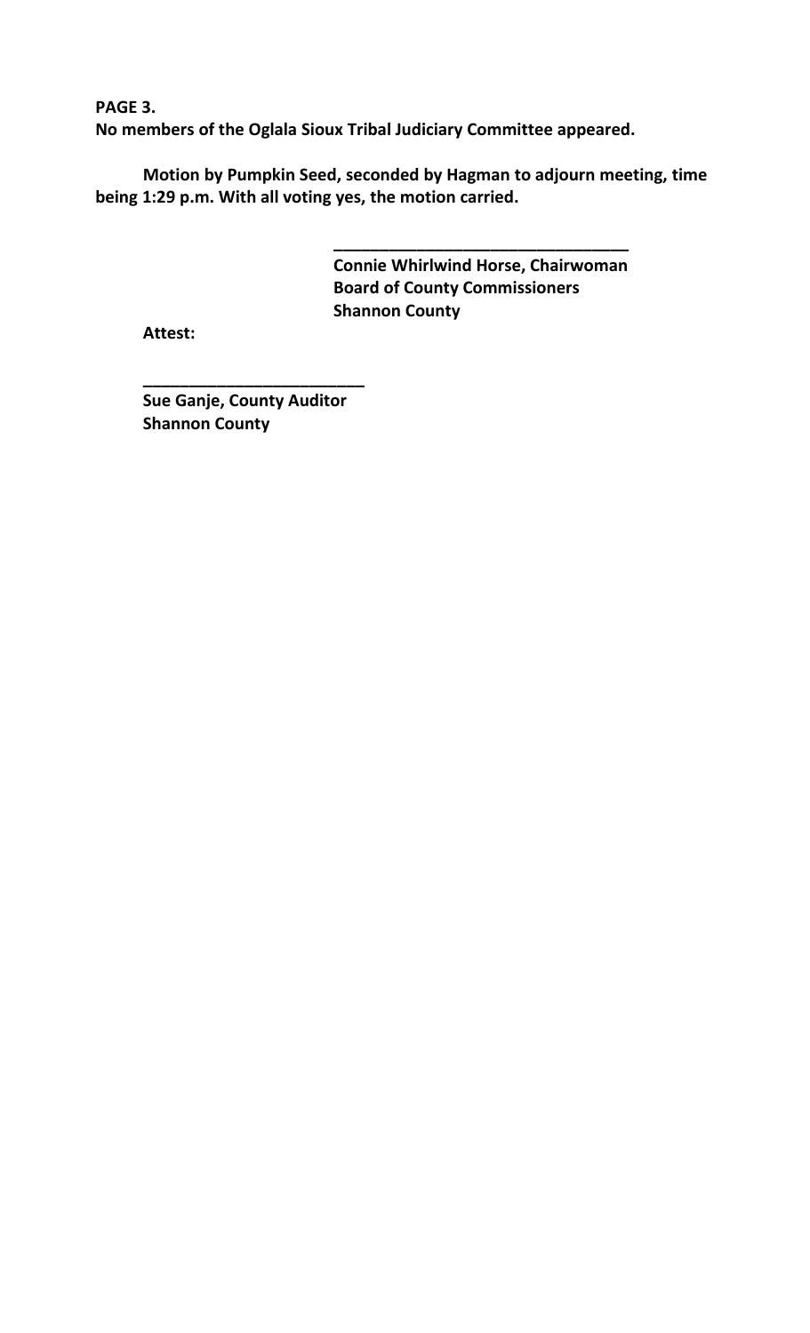**PAGE 3.**
**No members of the Oglala Sioux Tribal Judiciary Committee appeared.**

**Motion by Pumpkin Seed, seconded by Hagman to adjourn meeting, time being 1:29 p.m. With all voting yes, the motion carried.**

**_________________________________**
**Connie Whirlwind Horse, Chairwoman**
**Board of County Commissioners**
**Shannon County**

**Attest:**

**_________________________**
**Sue Ganje, County Auditor**
**Shannon County**